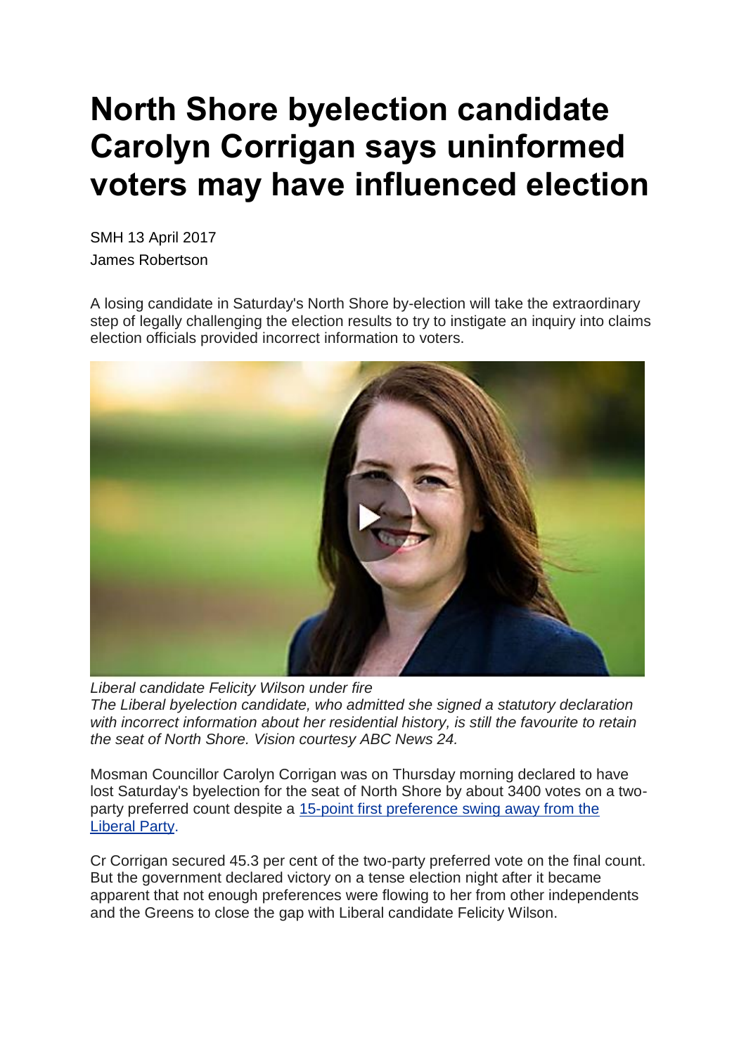# North Shore byelection candidate Carolyn Corrigan says uninformed voters may have influenced election

SMH 13 April 2017

James Robertson

A losing candidate in Saturday's North Shore by-election will take the extraordinary step of legally challenging the election results to try to instigate an inquiry into claims election officials provided incorrect information to voters.

*Liberal candidate Felicity Wilson under fire*
*The Liberal byelection candidate, who admitted she signed a statutory declaration with incorrect information about her residential history, is still the favourite to retain the seat of North Shore. Vision courtesy ABC News 24.*

Mosman Councillor Carolyn Corrigan was on Thursday morning declared to have lost Saturday's byelection for the seat of North Shore by about 3400 votes on a two-party preferred count despite a 15-point first preference swing away from the Liberal Party.

Cr Corrigan secured 45.3 per cent of the two-party preferred vote on the final count. But the government declared victory on a tense election night after it became apparent that not enough preferences were flowing to her from other independents and the Greens to close the gap with Liberal candidate Felicity Wilson.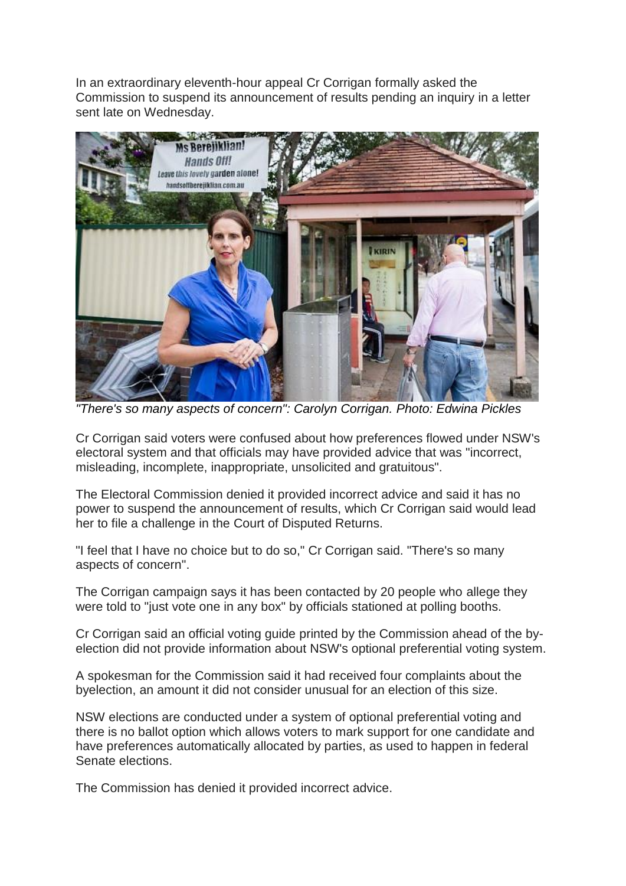In an extraordinary eleventh-hour appeal Cr Corrigan formally asked the Commission to suspend its announcement of results pending an inquiry in a letter sent late on Wednesday.

*"There's so many aspects of concern": Carolyn Corrigan. Photo: Edwina Pickles*

Cr Corrigan said voters were confused about how preferences flowed under NSW's electoral system and that officials may have provided advice that was "incorrect, misleading, incomplete, inappropriate, unsolicited and gratuitous".

The Electoral Commission denied it provided incorrect advice and said it has no power to suspend the announcement of results, which Cr Corrigan said would lead her to file a challenge in the Court of Disputed Returns.

"I feel that I have no choice but to do so," Cr Corrigan said. "There's so many aspects of concern".

The Corrigan campaign says it has been contacted by 20 people who allege they were told to "just vote one in any box" by officials stationed at polling booths.

Cr Corrigan said an official voting guide printed by the Commission ahead of the by-election did not provide information about NSW's optional preferential voting system.

A spokesman for the Commission said it had received four complaints about the byelection, an amount it did not consider unusual for an election of this size.

NSW elections are conducted under a system of optional preferential voting and there is no ballot option which allows voters to mark support for one candidate and have preferences automatically allocated by parties, as used to happen in federal Senate elections.

The Commission has denied it provided incorrect advice.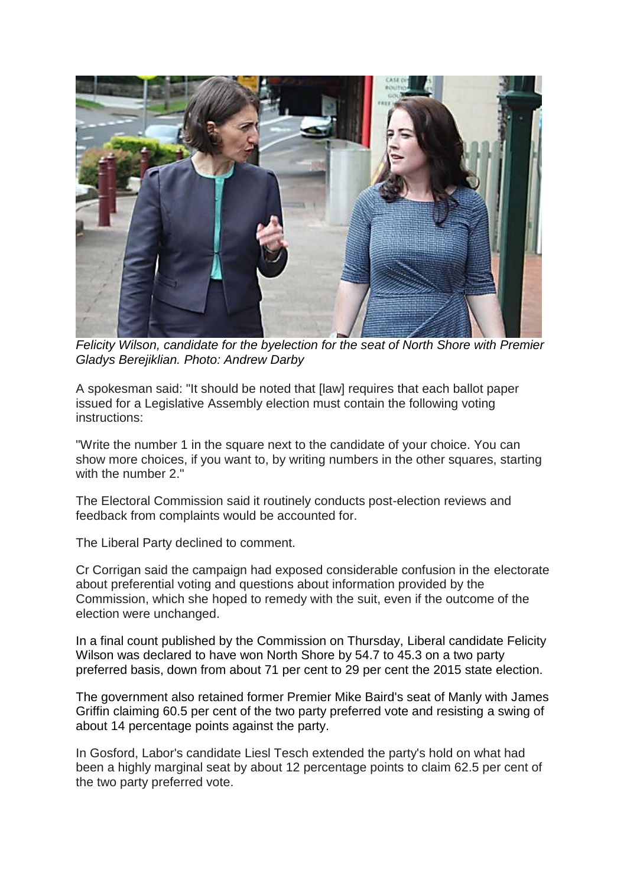*Felicity Wilson, candidate for the byelection for the seat of North Shore with Premier Gladys Berejiklian. Photo: Andrew Darby*

A spokesman said: "It should be noted that [law] requires that each ballot paper issued for a Legislative Assembly election must contain the following voting instructions:

"Write the number 1 in the square next to the candidate of your choice. You can show more choices, if you want to, by writing numbers in the other squares, starting with the number 2."

The Electoral Commission said it routinely conducts post-election reviews and feedback from complaints would be accounted for.

The Liberal Party declined to comment.

Cr Corrigan said the campaign had exposed considerable confusion in the electorate about preferential voting and questions about information provided by the Commission, which she hoped to remedy with the suit, even if the outcome of the election were unchanged.

In a final count published by the Commission on Thursday, Liberal candidate Felicity Wilson was declared to have won North Shore by 54.7 to 45.3 on a two party preferred basis, down from about 71 per cent to 29 per cent the 2015 state election.

The government also retained former Premier Mike Baird's seat of Manly with James Griffin claiming 60.5 per cent of the two party preferred vote and resisting a swing of about 14 percentage points against the party.

In Gosford, Labor's candidate Liesl Tesch extended the party's hold on what had been a highly marginal seat by about 12 percentage points to claim 62.5 per cent of the two party preferred vote.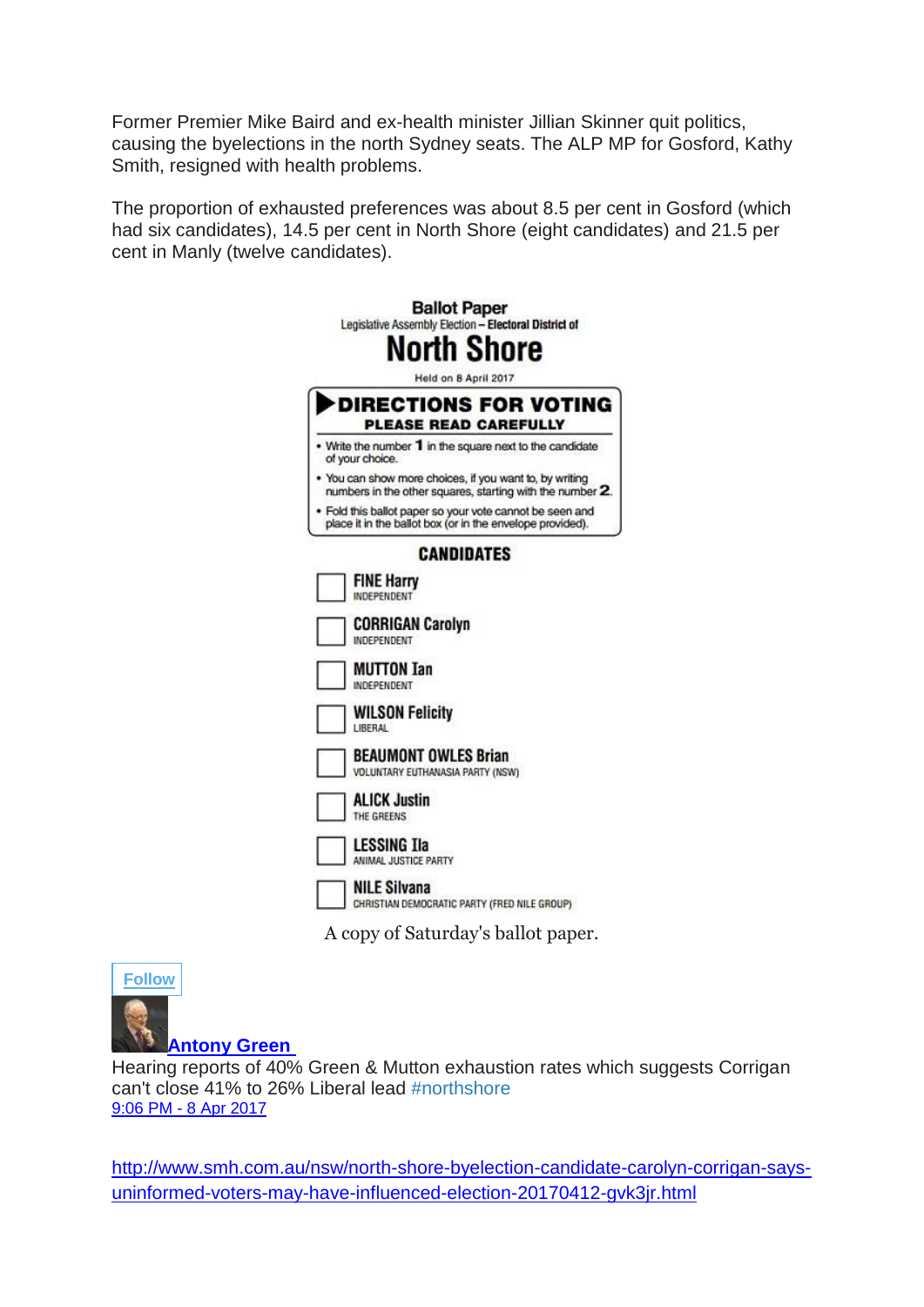Former Premier Mike Baird and ex-health minister Jillian Skinner quit politics, causing the byelections in the north Sydney seats. The ALP MP for Gosford, Kathy Smith, resigned with health problems.

The proportion of exhausted preferences was about 8.5 per cent in Gosford (which had six candidates), 14.5 per cent in North Shore (eight candidates) and 21.5 per cent in Manly (twelve candidates).

**Ballot Paper**
Legislative Assembly Election – **Electoral District of**

# North Shore

Held on 8 April 2017

**DIRECTIONS FOR VOTING**
**PLEASE READ CAREFULLY**

- Write the number **1** in the square next to the candidate of your choice.
- You can show more choices, if you want to, by writing numbers in the other squares, starting with the number **2**.
- Fold this ballot paper so your vote cannot be seen and place it in the ballot box (or in the envelope provided).

**CANDIDATES**

- **FINE Harry** – INDEPENDENT
- **CORRIGAN Carolyn** – INDEPENDENT
- **MUTTON Ian** – INDEPENDENT
- **WILSON Felicity** – LIBERAL
- **BEAUMONT OWLES Brian** – VOLUNTARY EUTHANASIA PARTY (NSW)
- **ALICK Justin** – THE GREENS
- **LESSING Ila** – ANIMAL JUSTICE PARTY
- **NILE Silvana** – CHRISTIAN DEMOCRATIC PARTY (FRED NILE GROUP)

A copy of Saturday's ballot paper.

Follow

**Antony Green**

Hearing reports of 40% Green & Mutton exhaustion rates which suggests Corrigan can't close 41% to 26% Liberal lead #northshore

9:06 PM - 8 Apr 2017

http://www.smh.com.au/nsw/north-shore-byelection-candidate-carolyn-corrigan-says-uninformed-voters-may-have-influenced-election-20170412-gvk3jr.html